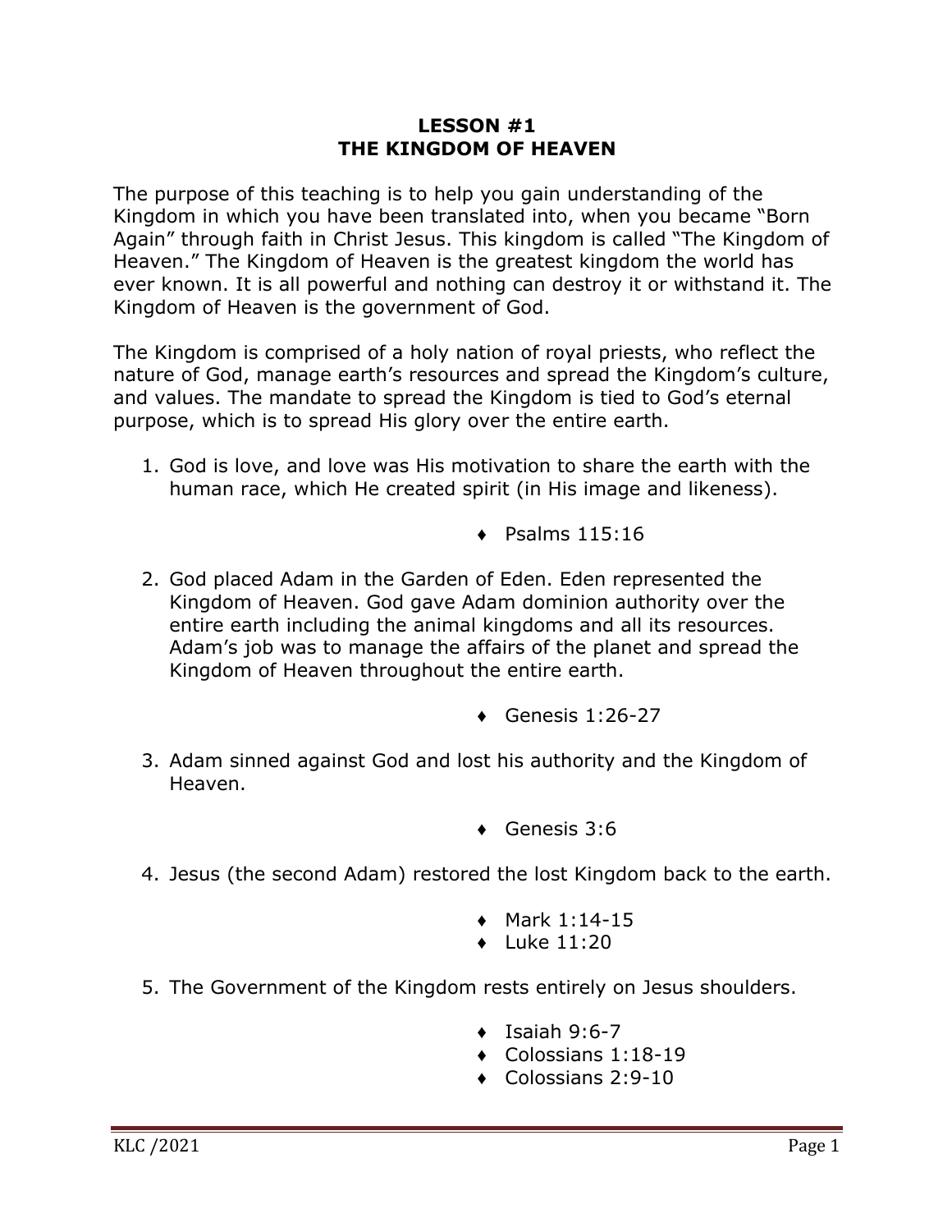# LESSON #1
# THE KINGDOM OF HEAVEN

The purpose of this teaching is to help you gain understanding of the Kingdom in which you have been translated into, when you became "Born Again" through faith in Christ Jesus. This kingdom is called "The Kingdom of Heaven." The Kingdom of Heaven is the greatest kingdom the world has ever known. It is all powerful and nothing can destroy it or withstand it. The Kingdom of Heaven is the government of God.

The Kingdom is comprised of a holy nation of royal priests, who reflect the nature of God, manage earth's resources and spread the Kingdom's culture, and values. The mandate to spread the Kingdom is tied to God's eternal purpose, which is to spread His glory over the entire earth.

1. God is love, and love was His motivation to share the earth with the human race, which He created spirit (in His image and likeness).

   - Psalms 115:16

2. God placed Adam in the Garden of Eden. Eden represented the Kingdom of Heaven. God gave Adam dominion authority over the entire earth including the animal kingdoms and all its resources. Adam's job was to manage the affairs of the planet and spread the Kingdom of Heaven throughout the entire earth.

   - Genesis 1:26-27

3. Adam sinned against God and lost his authority and the Kingdom of Heaven.

   - Genesis 3:6

4. Jesus (the second Adam) restored the lost Kingdom back to the earth.

   - Mark 1:14-15
   - Luke 11:20

5. The Government of the Kingdom rests entirely on Jesus shoulders.

   - Isaiah 9:6-7
   - Colossians 1:18-19
   - Colossians 2:9-10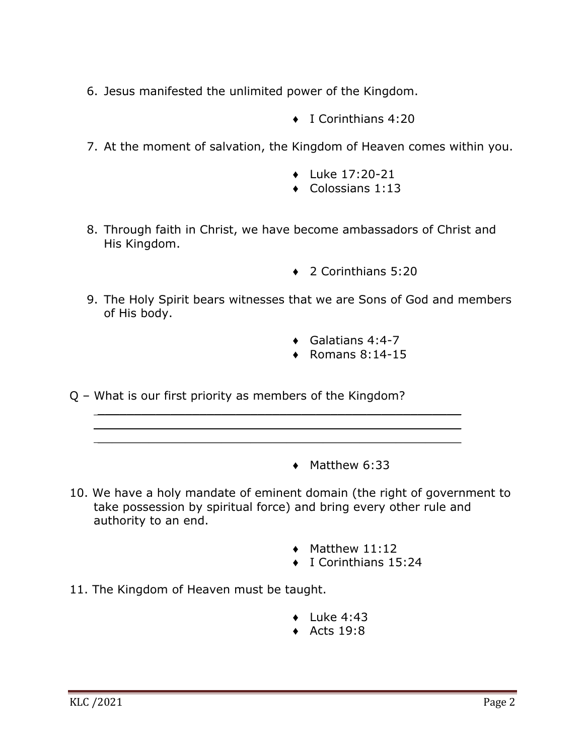6. Jesus manifested the unlimited power of the Kingdom.

    - I Corinthians 4:20

7. At the moment of salvation, the Kingdom of Heaven comes within you.

    - Luke 17:20-21
    - Colossians 1:13

8. Through faith in Christ, we have become ambassadors of Christ and His Kingdom.

    - 2 Corinthians 5:20

9. The Holy Spirit bears witnesses that we are Sons of God and members of His body.

    - Galatians 4:4-7
    - Romans 8:14-15

Q – What is our first priority as members of the Kingdom?

\_\_\_\_\_\_\_\_\_\_\_\_\_\_\_\_\_\_\_\_\_\_\_\_\_\_\_\_\_\_\_\_\_\_\_\_\_\_\_\_\_\_\_\_\_\_\_\_

\_\_\_\_\_\_\_\_\_\_\_\_\_\_\_\_\_\_\_\_\_\_\_\_\_\_\_\_\_\_\_\_\_\_\_\_\_\_\_\_\_\_\_\_\_\_\_\_

\_\_\_\_\_\_\_\_\_\_\_\_\_\_\_\_\_\_\_\_\_\_\_\_\_\_\_\_\_\_\_\_\_\_\_\_\_\_\_\_\_\_\_\_\_\_\_\_

- Matthew 6:33

10. We have a holy mandate of eminent domain (the right of government to take possession by spiritual force) and bring every other rule and authority to an end.

    - Matthew 11:12
    - I Corinthians 15:24

11. The Kingdom of Heaven must be taught.

    - Luke 4:43
    - Acts 19:8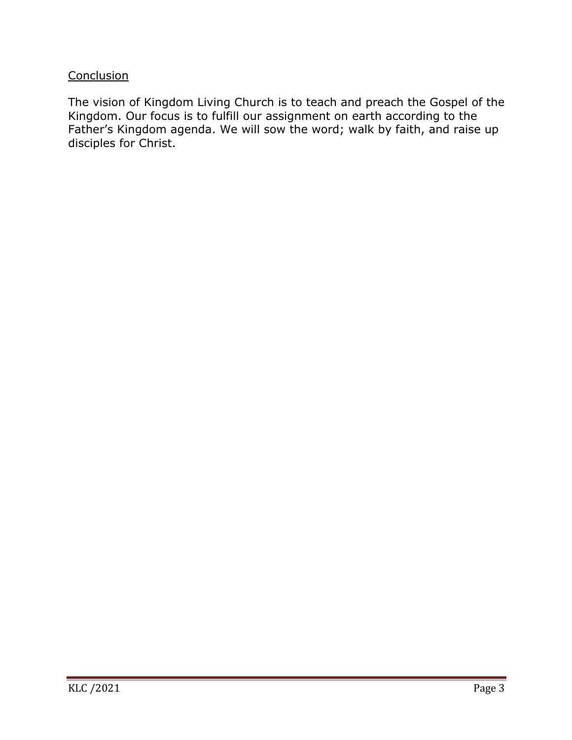## Conclusion

The vision of Kingdom Living Church is to teach and preach the Gospel of the Kingdom. Our focus is to fulfill our assignment on earth according to the Father's Kingdom agenda. We will sow the word; walk by faith, and raise up disciples for Christ.